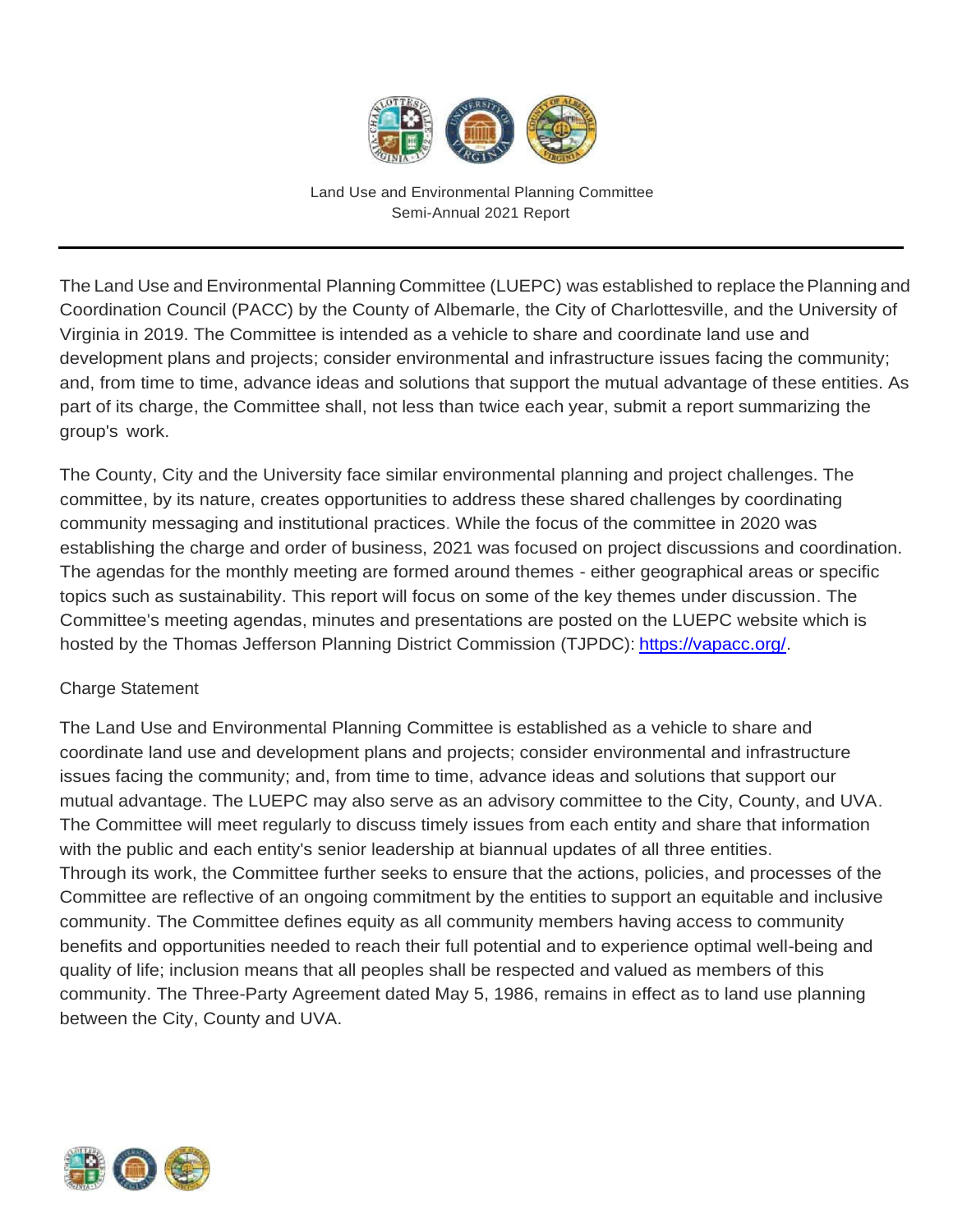Land Use and Environmental Planning Committee
Semi-Annual 2021 Report

---

The Land Use and Environmental Planning Committee (LUEPC) was established to replace the Planning and Coordination Council (PACC) by the County of Albemarle, the City of Charlottesville, and the University of Virginia in 2019. The Committee is intended as a vehicle to share and coordinate land use and development plans and projects; consider environmental and infrastructure issues facing the community; and, from time to time, advance ideas and solutions that support the mutual advantage of these entities. As part of its charge, the Committee shall, not less than twice each year, submit a report summarizing the group's work.

The County, City and the University face similar environmental planning and project challenges. The committee, by its nature, creates opportunities to address these shared challenges by coordinating community messaging and institutional practices. While the focus of the committee in 2020 was establishing the charge and order of business, 2021 was focused on project discussions and coordination. The agendas for the monthly meeting are formed around themes - either geographical areas or specific topics such as sustainability. This report will focus on some of the key themes under discussion. The Committee's meeting agendas, minutes and presentations are posted on the LUEPC website which is hosted by the Thomas Jefferson Planning District Commission (TJPDC): https://vapacc.org/.

## Charge Statement

The Land Use and Environmental Planning Committee is established as a vehicle to share and coordinate land use and development plans and projects; consider environmental and infrastructure issues facing the community; and, from time to time, advance ideas and solutions that support our mutual advantage. The LUEPC may also serve as an advisory committee to the City, County, and UVA. The Committee will meet regularly to discuss timely issues from each entity and share that information with the public and each entity's senior leadership at biannual updates of all three entities.
Through its work, the Committee further seeks to ensure that the actions, policies, and processes of the Committee are reflective of an ongoing commitment by the entities to support an equitable and inclusive community. The Committee defines equity as all community members having access to community benefits and opportunities needed to reach their full potential and to experience optimal well-being and quality of life; inclusion means that all peoples shall be respected and valued as members of this community. The Three-Party Agreement dated May 5, 1986, remains in effect as to land use planning between the City, County and UVA.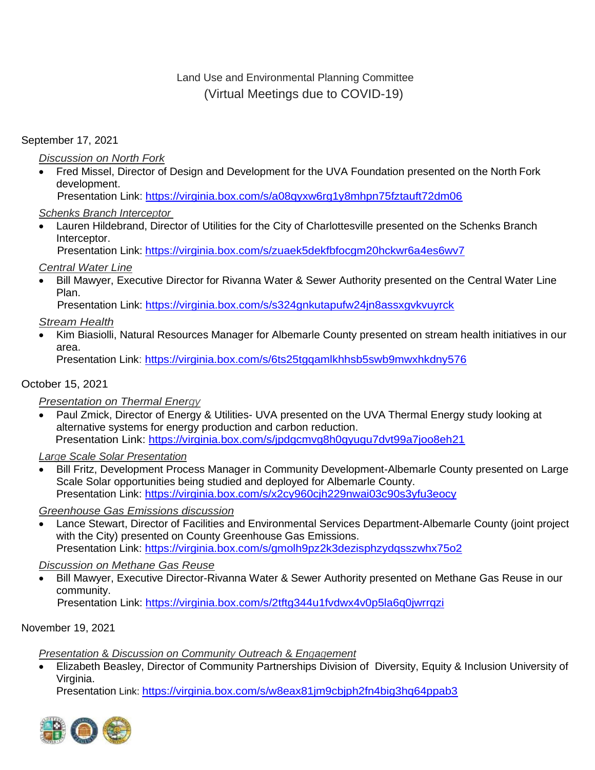Land Use and Environmental Planning Committee
(Virtual Meetings due to COVID-19)

September 17, 2021

*Discussion on North Fork*

- Fred Missel, Director of Design and Development for the UVA Foundation presented on the North Fork development.
  Presentation Link: https://virginia.box.com/s/a08gyxw6rg1y8mhpn75fztauft72dm06

*Schenks Branch Interceptor*

- Lauren Hildebrand, Director of Utilities for the City of Charlottesville presented on the Schenks Branch Interceptor.
  Presentation Link: https://virginia.box.com/s/zuaek5dekfbfocgm20hckwr6a4es6wv7

*Central Water Line*

- Bill Mawyer, Executive Director for Rivanna Water & Sewer Authority presented on the Central Water Line Plan.
  Presentation Link: https://virginia.box.com/s/s324gnkutapufw24jn8assxgvkvuyrck

*Stream Health*

- Kim Biasiolli, Natural Resources Manager for Albemarle County presented on stream health initiatives in our area.
  Presentation Link: https://virginia.box.com/s/6ts25tgqamlkhhsb5swb9mwxhkdny576

October 15, 2021

*Presentation on Thermal Energy*

- Paul Zmick, Director of Energy & Utilities- UVA presented on the UVA Thermal Energy study looking at alternative systems for energy production and carbon reduction.
  Presentation Link: https://virginia.box.com/s/jpdgcmvg8h0gyugu7dvt99a7joo8eh21

*Large Scale Solar Presentation*

- Bill Fritz, Development Process Manager in Community Development-Albemarle County presented on Large Scale Solar opportunities being studied and deployed for Albemarle County.
  Presentation Link: https://virginia.box.com/s/x2cy960cjh229nwai03c90s3yfu3eocy

*Greenhouse Gas Emissions discussion*

- Lance Stewart, Director of Facilities and Environmental Services Department-Albemarle County (joint project with the City) presented on County Greenhouse Gas Emissions.
  Presentation Link: https://virginia.box.com/s/gmolh9pz2k3dezisphzydqsszwhx75o2

*Discussion on Methane Gas Reuse*

- Bill Mawyer, Executive Director-Rivanna Water & Sewer Authority presented on Methane Gas Reuse in our community.
  Presentation Link: https://virginia.box.com/s/2tftg344u1fvdwx4v0p5la6q0jwrrqzi

November 19, 2021

*Presentation & Discussion on Community Outreach & Engagement*

- Elizabeth Beasley, Director of Community Partnerships Division of Diversity, Equity & Inclusion University of Virginia.
  Presentation Link: https://virginia.box.com/s/w8eax81jm9cbjph2fn4big3hq64ppab3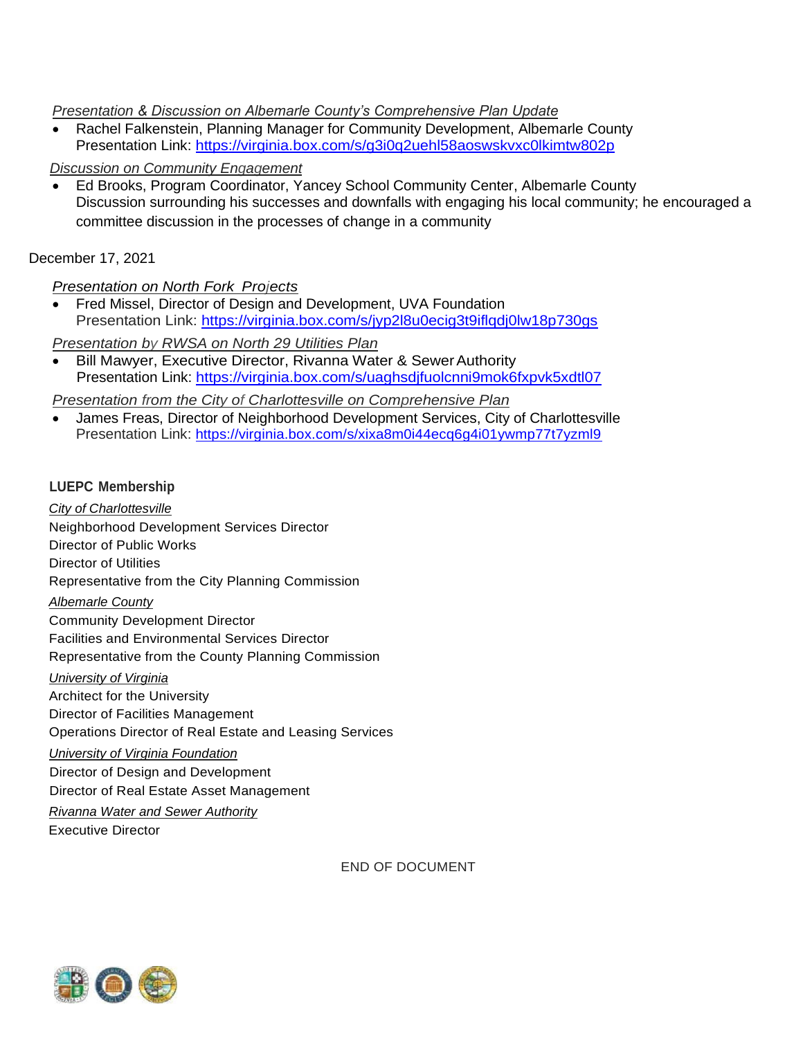*Presentation & Discussion on Albemarle County's Comprehensive Plan Update*

- Rachel Falkenstein, Planning Manager for Community Development, Albemarle County
  Presentation Link: https://virginia.box.com/s/g3i0q2uehl58aoswskvxc0lkimtw802p

*Discussion on Community Engagement*

- Ed Brooks, Program Coordinator, Yancey School Community Center, Albemarle County
  Discussion surrounding his successes and downfalls with engaging his local community; he encouraged a committee discussion in the processes of change in a community

December 17, 2021

*Presentation on North Fork Projects*

- Fred Missel, Director of Design and Development, UVA Foundation
  Presentation Link: https://virginia.box.com/s/jyp2l8u0ecig3t9iflqdj0lw18p730gs

*Presentation by RWSA on North 29 Utilities Plan*

- Bill Mawyer, Executive Director, Rivanna Water & Sewer Authority
  Presentation Link: https://virginia.box.com/s/uaghsdjfuolcnni9mok6fxpvk5xdtl07

*Presentation from the City of Charlottesville on Comprehensive Plan*

- James Freas, Director of Neighborhood Development Services, City of Charlottesville
  Presentation Link: https://virginia.box.com/s/xixa8m0i44ecq6g4i01ywmp77t7yzml9

**LUEPC Membership**

*City of Charlottesville*

Neighborhood Development Services Director
Director of Public Works
Director of Utilities
Representative from the City Planning Commission

*Albemarle County*

Community Development Director
Facilities and Environmental Services Director
Representative from the County Planning Commission

*University of Virginia*

Architect for the University
Director of Facilities Management
Operations Director of Real Estate and Leasing Services

*University of Virginia Foundation*

Director of Design and Development
Director of Real Estate Asset Management

*Rivanna Water and Sewer Authority*

Executive Director

END OF DOCUMENT